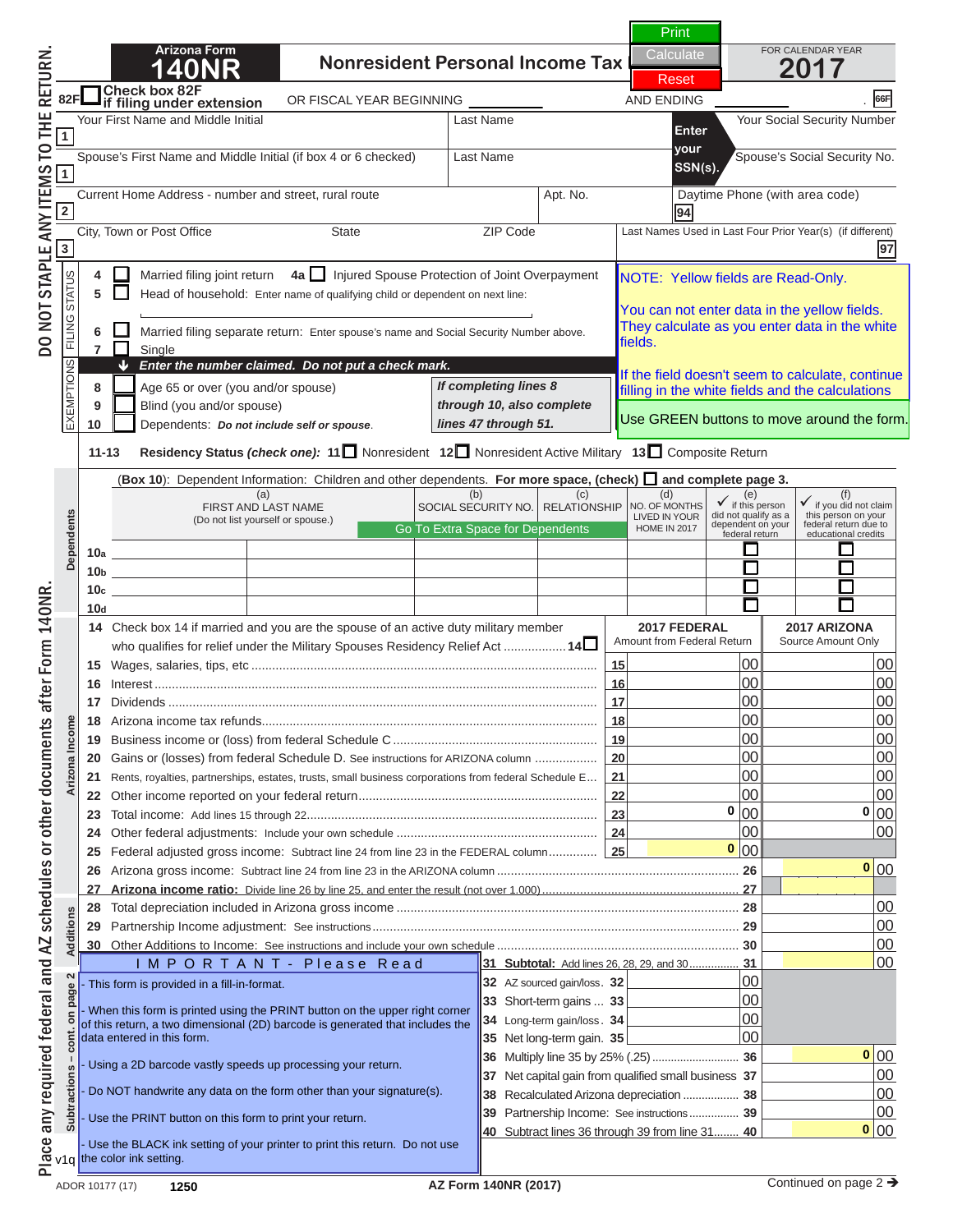# Arizona Form 140NR — Nonresident Personal Income Tax — FOR CALENDAR YEAR 2017

Print | Calculate | Reset

82F ☐ Check box 82F if filing under extension — OR FISCAL YEAR BEGINNING ______ AND ENDING ______ 66F

| | | | |
|---|---|---|---|
| 1 | Your First Name and Middle Initial | Last Name | **Enter your SSN(s).** Your Social Security Number |
| 1 | Spouse's First Name and Middle Initial (if box 4 or 6 checked) | Last Name | Spouse's Social Security No. |
| 2 | Current Home Address - number and street, rural route | Apt. No. | Daytime Phone (with area code) 94 |
| 3 | City, Town or Post Office / State / ZIP Code | | Last Names Used in Last Four Prior Year(s) (if different) 97 |

**FILING STATUS**

- 4 ☐ Married filing joint return 4a ☐ Injured Spouse Protection of Joint Overpayment
- 5 ☐ Head of household: Enter name of qualifying child or dependent on next line: ______
- 6 ☐ Married filing separate return: Enter spouse's name and Social Security Number above.
- 7 ☐ Single

NOTE: Yellow fields are Read-Only.

You can not enter data in the yellow fields. They calculate as you enter data in the white fields.

If the field doesn't seem to calculate, continue filling in the white fields and the calculations

Use GREEN buttons to move around the form.

**EXEMPTIONS** — *Enter the number claimed. Do not put a check mark.*

- 8 ☐ Age 65 or over (you and/or spouse)
- 9 ☐ Blind (you and/or spouse)
- 10 ☐ Dependents: *Do not include self or spouse.*

*If completing lines 8 through 10, also complete lines 47 through 51.*

11-13 **Residency Status** ***(check one):*** 11 ☐ Nonresident 12 ☐ Nonresident Active Military 13 ☐ Composite Return

**Dependents**

(Box 10): Dependent Information: Children and other dependents. **For more space, (check)** ☐ **and complete page 3.**

Go To Extra Space for Dependents

| | (a) FIRST AND LAST NAME (Do not list yourself or spouse.) | | (b) SOCIAL SECURITY NO. | (c) RELATIONSHIP | (d) NO. OF MONTHS LIVED IN YOUR HOME IN 2017 | (e) ✓ if this person did not qualify as a dependent on your federal return | (f) ✓ if you did not claim this person on your federal return due to educational credits |
|---|---|---|---|---|---|---|---|
| 10a | | | | | | ☐ | ☐ |
| 10b | | | | | | ☐ | ☐ |
| 10c | | | | | | ☐ | ☐ |
| 10d | | | | | | ☐ | ☐ |

**Arizona Income**

| Line | Description | | 2017 FEDERAL Amount from Federal Return | 2017 ARIZONA Source Amount Only |
|---|---|---|---|---|
| 14 | Check box 14 if married and you are the spouse of an active duty military member who qualifies for relief under the Military Spouses Residency Relief Act ................. 14 ☐ | | | |
| 15 | Wages, salaries, tips, etc | 15 | 00 | 00 |
| 16 | Interest | 16 | 00 | 00 |
| 17 | Dividends | 17 | 00 | 00 |
| 18 | Arizona income tax refunds | 18 | 00 | 00 |
| 19 | Business income or (loss) from federal Schedule C | 19 | 00 | 00 |
| 20 | Gains or (losses) from federal Schedule D. See instructions for ARIZONA column | 20 | 00 | 00 |
| 21 | Rents, royalties, partnerships, estates, trusts, small business corporations from federal Schedule E | 21 | 00 | 00 |
| 22 | Other income reported on your federal return | 22 | 00 | 00 |
| 23 | Total income: Add lines 15 through 22 | 23 | 0 00 | 0 00 |
| 24 | Other federal adjustments: Include your own schedule | 24 | 00 | 00 |
| 25 | Federal adjusted gross income: Subtract line 24 from line 23 in the FEDERAL column | 25 | 0 00 | |
| 26 | Arizona gross income: Subtract line 24 from line 23 in the ARIZONA column | 26 | | 0 00 |
| 27 | **Arizona income ratio:** Divide line 26 by line 25, and enter the result (not over 1.000) | 27 | | |

**Additions**

| Line | Description | | Amount |
|---|---|---|---|
| 28 | Total depreciation included in Arizona gross income | 28 | 00 |
| 29 | Partnership Income adjustment: See instructions | 29 | 00 |
| 30 | Other Additions to Income: See instructions and include your own schedule | 30 | 00 |
| 31 | **Subtotal:** Add lines 26, 28, 29, and 30 | 31 | 00 |

**Subtractions – cont. on page 2**

| Line | Description | | | | Amount |
|---|---|---|---|---|---|
| 32 | AZ sourced gain/loss | 32 | 00 | | |
| 33 | Short-term gains | 33 | 00 | | |
| 34 | Long-term gain/loss | 34 | 00 | | |
| 35 | Net long-term gain | 35 | 00 | | |
| 36 | Multiply line 35 by 25% (.25) | | | 36 | 0 00 |
| 37 | Net capital gain from qualified small business | | | 37 | 00 |
| 38 | Recalculated Arizona depreciation | | | 38 | 00 |
| 39 | Partnership Income: See instructions | | | 39 | 00 |
| 40 | Subtract lines 36 through 39 from line 31 | | | 40 | 0 00 |

**I M P O R T A N T - Please Read**

- This form is provided in a fill-in-format.
- When this form is printed using the PRINT button on the upper right corner of this return, a two dimensional (2D) barcode is generated that includes the data entered in this form.
- Using a 2D barcode vastly speeds up processing your return.
- Do NOT handwrite any data on the form other than your signature(s).
- Use the PRINT button on this form to print your return.
- Use the BLACK ink setting of your printer to print this return. Do not use the color ink setting.

DO NOT STAPLE ANY ITEMS TO THE RETURN.

Place any required federal and AZ schedules or other documents after Form 140NR.

v1q ADOR 10177 (17) 1250 AZ Form 140NR (2017) Continued on page 2 ➔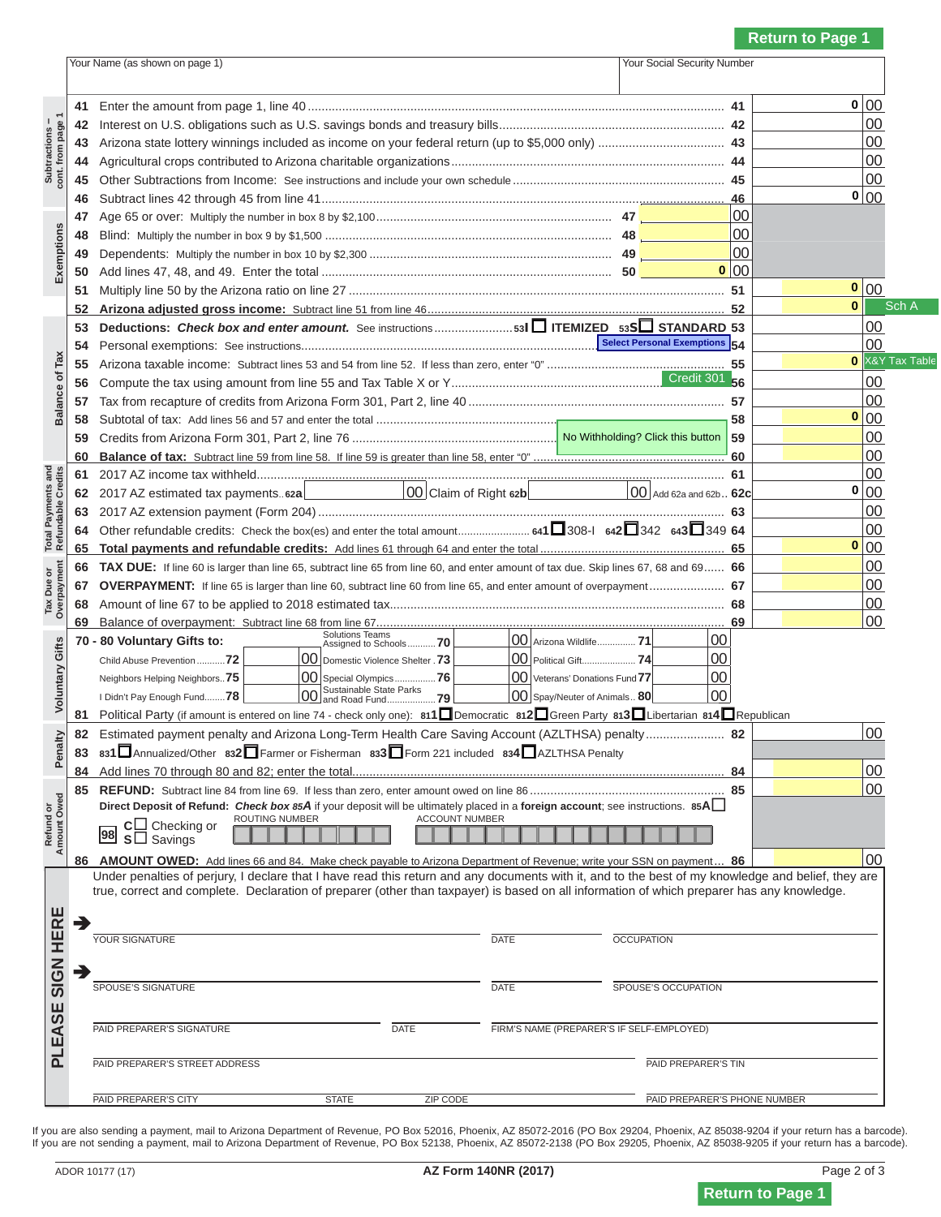Return to Page 1

| Your Name (as shown on page 1) | Your Social Security Number |
|---|---|
| | |

**Subtractions – cont. from page 1**

| Line | Description | | Amount |
|---|---|---|---|
| 41 | Enter the amount from page 1, line 40 | 41 | 0 00 |
| 42 | Interest on U.S. obligations such as U.S. savings bonds and treasury bills | 42 | 00 |
| 43 | Arizona state lottery winnings included as income on your federal return (up to $5,000 only) | 43 | 00 |
| 44 | Agricultural crops contributed to Arizona charitable organizations | 44 | 00 |
| 45 | Other Subtractions from Income: See instructions and include your own schedule | 45 | 00 |
| 46 | Subtract lines 42 through 45 from line 41 | 46 | 0 00 |

**Exemptions**

| Line | Description | | Amount | | |
|---|---|---|---|---|---|
| 47 | Age 65 or over: Multiply the number in box 8 by $2,100 | 47 | 00 | | |
| 48 | Blind: Multiply the number in box 9 by $1,500 | 48 | 00 | | |
| 49 | Dependents: Multiply the number in box 10 by $2,300 | 49 | 00 | | |
| 50 | Add lines 47, 48, and 49. Enter the total | 50 | 0 00 | | |
| 51 | Multiply line 50 by the Arizona ratio on line 27 | | | 51 | 0 00 |
| 52 | **Arizona adjusted gross income:** Subtract line 51 from line 46 | | | 52 | 0 |

Sch A

**Balance of Tax**

| Line | Description | | Amount |
|---|---|---|---|
| 53 | **Deductions: *Check box and enter amount.*** See instructions 53I ☐ ITEMIZED 53S ☐ STANDARD | 53 | 00 |
| 54 | Personal exemptions: See instructions [Select Personal Exemptions] | 54 | 00 |
| 55 | Arizona taxable income: Subtract lines 53 and 54 from line 52. If less than zero, enter "0" | 55 | 0 |
| 56 | Compute the tax using amount from line 55 and Tax Table X or Y [Credit 301] | 56 | 00 |
| 57 | Tax from recapture of credits from Arizona Form 301, Part 2, line 40 | 57 | 00 |
| 58 | Subtotal of tax: Add lines 56 and 57 and enter the total | 58 | 0 00 |
| 59 | Credits from Arizona Form 301, Part 2, line 76 [No Withholding? Click this button] | 59 | 00 |
| 60 | **Balance of tax:** Subtract line 59 from line 58. If line 59 is greater than line 58, enter "0" | 60 | 00 |

X&Y Tax Table

**Total Payments and Refundable Credits**

| Line | Description | | Amount |
|---|---|---|---|
| 61 | 2017 AZ income tax withheld | 61 | 00 |
| 62 | 2017 AZ estimated tax payments 62a ____ 00 Claim of Right 62b ____ 00 Add 62a and 62b | 62c | 0 00 |
| 63 | 2017 AZ extension payment (Form 204) | 63 | 00 |
| 64 | Other refundable credits: Check the box(es) and enter the total amount 641 ☐ 308-I 642 ☐ 342 643 ☐ 349 | 64 | 00 |
| 65 | **Total payments and refundable credits:** Add lines 61 through 64 and enter the total | 65 | 0 00 |

**Tax Due or Overpayment**

| Line | Description | | Amount |
|---|---|---|---|
| 66 | **TAX DUE:** If line 60 is larger than line 65, subtract line 65 from line 60, and enter amount of tax due. Skip lines 67, 68 and 69 | 66 | 00 |
| 67 | **OVERPAYMENT:** If line 65 is larger than line 60, subtract line 60 from line 65, and enter amount of overpayment | 67 | 00 |
| 68 | Amount of line 67 to be applied to 2018 estimated tax | 68 | 00 |
| 69 | Balance of overpayment: Subtract line 68 from line 67 | 69 | 00 |

**Voluntary Gifts**

**70 - 80 Voluntary Gifts to:**

| Gift | Line | Amount | Gift | Line | Amount | Gift | Line | Amount |
|---|---|---|---|---|---|---|---|---|
| | | | Solutions Teams Assigned to Schools | 70 | 00 | Arizona Wildlife | 71 | 00 |
| Child Abuse Prevention | 72 | 00 | Domestic Violence Shelter | 73 | 00 | Political Gift | 74 | 00 |
| Neighbors Helping Neighbors | 75 | 00 | Special Olympics | 76 | 00 | Veterans' Donations Fund | 77 | 00 |
| I Didn't Pay Enough Fund | 78 | 00 | Sustainable State Parks and Road Fund | 79 | 00 | Spay/Neuter of Animals | 80 | 00 |

81 Political Party (if amount is entered on line 74 - check only one): 811 ☐ Democratic 812 ☐ Green Party 813 ☐ Libertarian 814 ☐ Republican

**Penalty**

| Line | Description | | Amount |
|---|---|---|---|
| 82 | Estimated payment penalty and Arizona Long-Term Health Care Saving Account (AZLTHSA) penalty | 82 | 00 |
| 83 | 831 ☐ Annualized/Other 832 ☐ Farmer or Fisherman 833 ☐ Form 221 included 834 ☐ AZLTHSA Penalty | | |
| 84 | Add lines 70 through 80 and 82; enter the total | 84 | 00 |

**Refund or Amount Owed**

| Line | Description | | Amount |
|---|---|---|---|
| 85 | **REFUND:** Subtract line 84 from line 69. If less than zero, enter amount owed on line 86 | 85 | 00 |
| 86 | **AMOUNT OWED:** Add lines 66 and 84. Make check payable to Arizona Department of Revenue; write your SSN on payment | 86 | 00 |

**Direct Deposit of Refund:** *Check box 85A* if your deposit will be ultimately placed in a **foreign account**; see instructions. 85A ☐

98 C ☐ Checking or S ☐ Savings — ROUTING NUMBER: __________ ACCOUNT NUMBER: __________

## PLEASE SIGN HERE

Under penalties of perjury, I declare that I have read this return and any documents with it, and to the best of my knowledge and belief, they are true, correct and complete. Declaration of preparer (other than taxpayer) is based on all information of which preparer has any knowledge.

➔ YOUR SIGNATURE ____________ DATE ____________ OCCUPATION ____________

➔ SPOUSE'S SIGNATURE ____________ DATE ____________ SPOUSE'S OCCUPATION ____________

PAID PREPARER'S SIGNATURE ____________ DATE ____________ FIRM'S NAME (PREPARER'S IF SELF-EMPLOYED) ____________

PAID PREPARER'S STREET ADDRESS ____________ PAID PREPARER'S TIN ____________

PAID PREPARER'S CITY ____________ STATE ____________ ZIP CODE ____________ PAID PREPARER'S PHONE NUMBER ____________

If you are also sending a payment, mail to Arizona Department of Revenue, PO Box 52016, Phoenix, AZ 85072-2016 (PO Box 29204, Phoenix, AZ 85038-9204 if your return has a barcode).
If you are not sending a payment, mail to Arizona Department of Revenue, PO Box 52138, Phoenix, AZ 85072-2138 (PO Box 29205, Phoenix, AZ 85038-9205 if your return has a barcode).

ADOR 10177 (17) AZ Form 140NR (2017)

Return to Page 1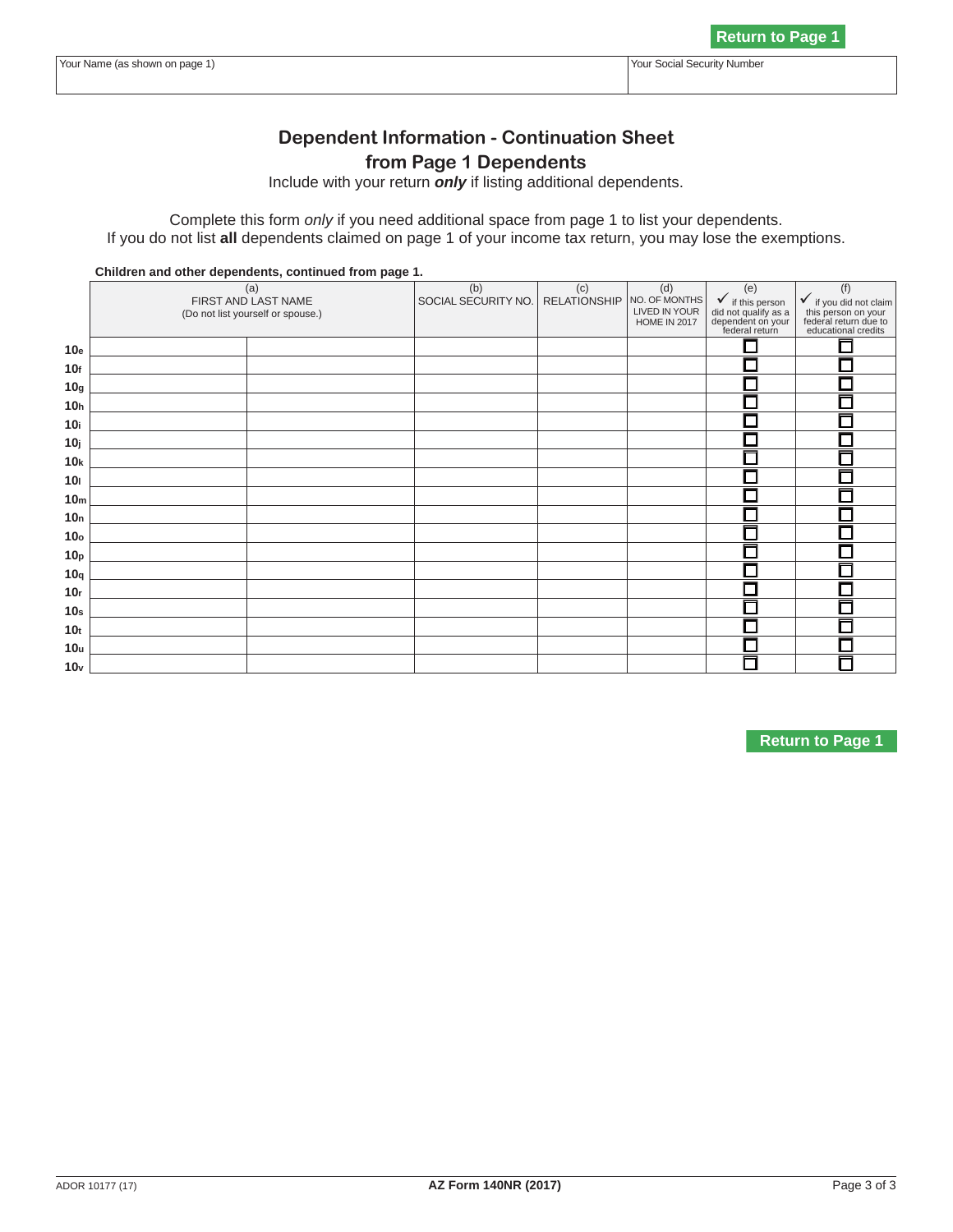Return to Page 1

| Your Name (as shown on page 1) | Your Social Security Number |
|---|---|
| | |

# Dependent Information - Continuation Sheet from Page 1 Dependents

Include with your return ***only*** if listing additional dependents.

Complete this form *only* if you need additional space from page 1 to list your dependents.
If you do not list **all** dependents claimed on page 1 of your income tax return, you may lose the exemptions.

**Children and other dependents, continued from page 1.**

| | (a) FIRST AND LAST NAME (Do not list yourself or spouse.) | | (b) SOCIAL SECURITY NO. | (c) RELATIONSHIP | (d) NO. OF MONTHS LIVED IN YOUR HOME IN 2017 | (e) ✓ if this person did not qualify as a dependent on your federal return | (f) ✓ if you did not claim this person on your federal return due to educational credits |
|---|---|---|---|---|---|---|---|
| **10e** | | | | | | ☐ | ☐ |
| **10f** | | | | | | ☐ | ☐ |
| **10g** | | | | | | ☐ | ☐ |
| **10h** | | | | | | ☐ | ☐ |
| **10i** | | | | | | ☐ | ☐ |
| **10j** | | | | | | ☐ | ☐ |
| **10k** | | | | | | ☐ | ☐ |
| **10l** | | | | | | ☐ | ☐ |
| **10m** | | | | | | ☐ | ☐ |
| **10n** | | | | | | ☐ | ☐ |
| **10o** | | | | | | ☐ | ☐ |
| **10p** | | | | | | ☐ | ☐ |
| **10q** | | | | | | ☐ | ☐ |
| **10r** | | | | | | ☐ | ☐ |
| **10s** | | | | | | ☐ | ☐ |
| **10t** | | | | | | ☐ | ☐ |
| **10u** | | | | | | ☐ | ☐ |
| **10v** | | | | | | ☐ | ☐ |

Return to Page 1

ADOR 10177 (17) | AZ Form 140NR (2017)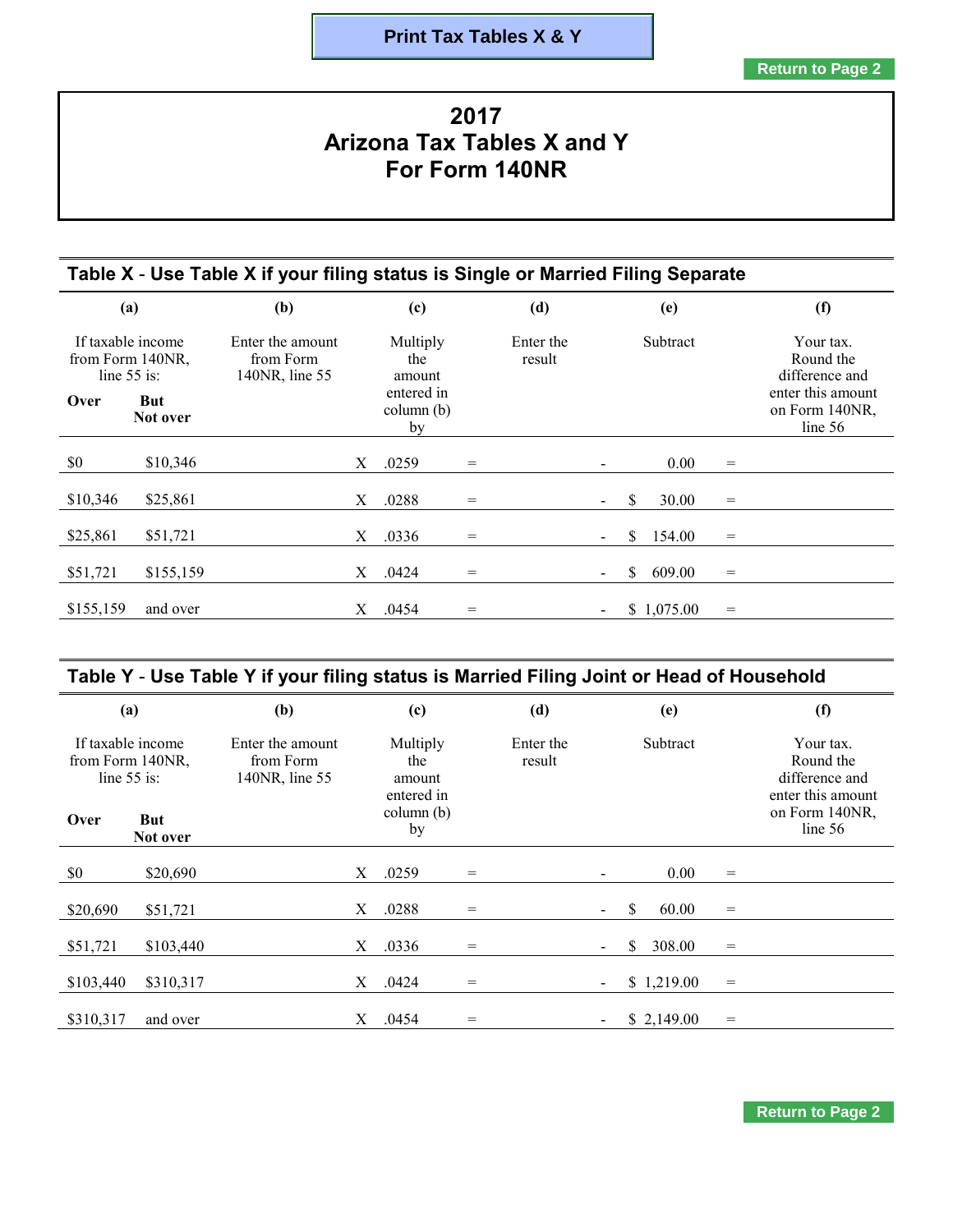Print Tax Tables X & Y

Return to Page 2

# 2017
# Arizona Tax Tables X and Y
# For Form 140NR

## Table X - Use Table X if your filing status is Single or Married Filing Separate

| (a) | | (b) | (c) | | (d) | (e) | | (f) |
|---|---|---|---|---|---|---|---|---|
| If taxable income from Form 140NR, line 55 is: | | Enter the amount from Form 140NR, line 55 | Multiply the amount entered in column (b) by | | Enter the result | Subtract | | Your tax. Round the difference and enter this amount on Form 140NR, line 56 |
| Over | But Not over | | | | | | | |
| $0 | $10,346 | | X .0259 | = | | - 0.00 | = | |
| $10,346 | $25,861 | | X .0288 | = | | - $ 30.00 | = | |
| $25,861 | $51,721 | | X .0336 | = | | - $ 154.00 | = | |
| $51,721 | $155,159 | | X .0424 | = | | - $ 609.00 | = | |
| $155,159 | and over | | X .0454 | = | | - $ 1,075.00 | = | |

## Table Y - Use Table Y if your filing status is Married Filing Joint or Head of Household

| (a) | | (b) | (c) | | (d) | (e) | | (f) |
|---|---|---|---|---|---|---|---|---|
| If taxable income from Form 140NR, line 55 is: | | Enter the amount from Form 140NR, line 55 | Multiply the amount entered in column (b) by | | Enter the result | Subtract | | Your tax. Round the difference and enter this amount on Form 140NR, line 56 |
| Over | But Not over | | | | | | | |
| $0 | $20,690 | | X .0259 | = | | - 0.00 | = | |
| $20,690 | $51,721 | | X .0288 | = | | - $ 60.00 | = | |
| $51,721 | $103,440 | | X .0336 | = | | - $ 308.00 | = | |
| $103,440 | $310,317 | | X .0424 | = | | - $ 1,219.00 | = | |
| $310,317 | and over | | X .0454 | = | | - $ 2,149.00 | = | |

Return to Page 2